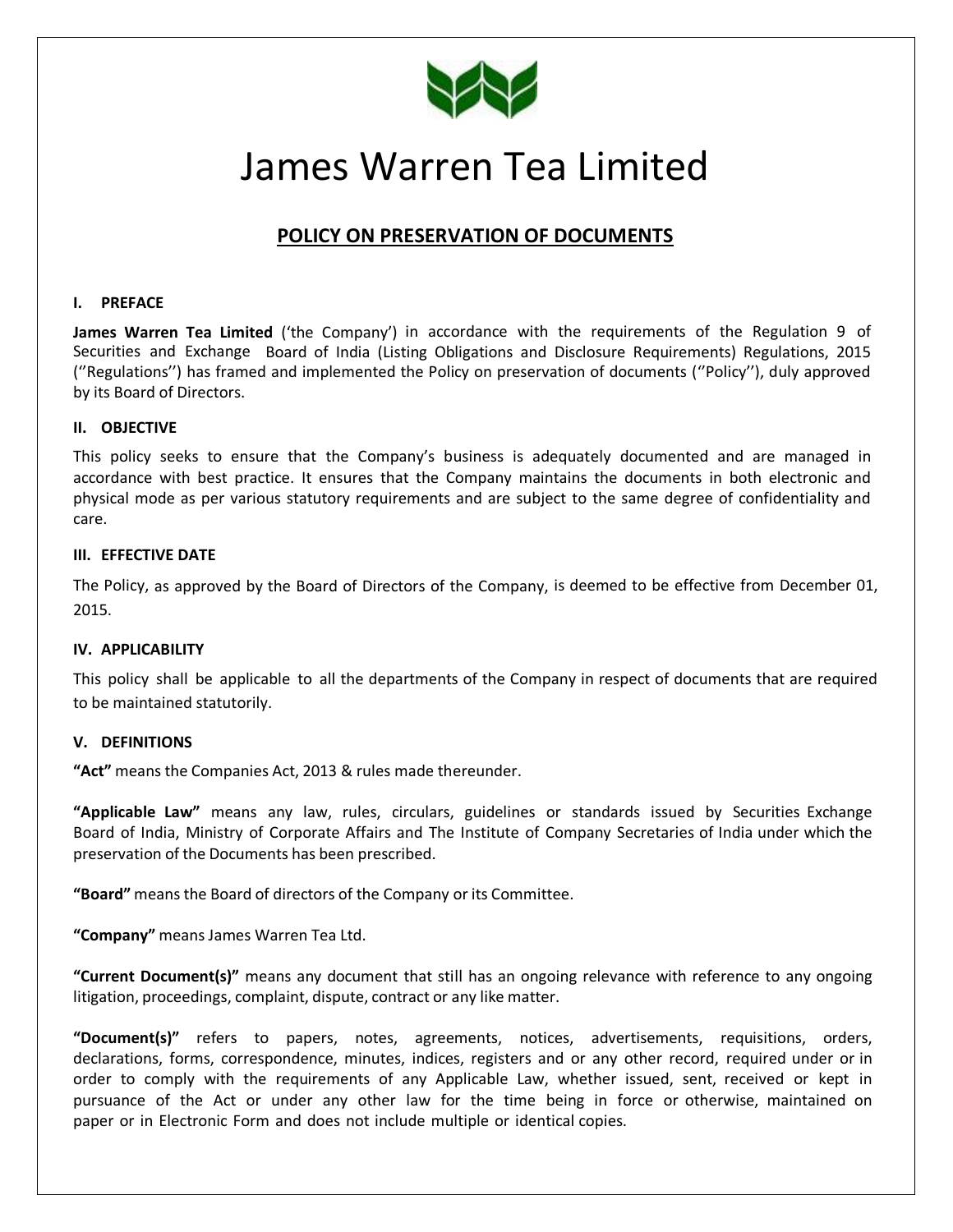# James Warren Tea Limited

## POLICY ON PRESERVATION OF DOCUMENTS

### I. PREFACE

**James Warren Tea Limited** ('the Company') in accordance with the requirements of the Regulation 9 of Securities and Exchange Board of India (Listing Obligations and Disclosure Requirements) Regulations, 2015 (''Regulations'') has framed and implemented the Policy on preservation of documents (''Policy''), duly approved by its Board of Directors.

### II. OBJECTIVE

This policy seeks to ensure that the Company's business is adequately documented and are managed in accordance with best practice. It ensures that the Company maintains the documents in both electronic and physical mode as per various statutory requirements and are subject to the same degree of confidentiality and care.

### III. EFFECTIVE DATE

The Policy, as approved by the Board of Directors of the Company, is deemed to be effective from December 01, 2015.

### IV. APPLICABILITY

This policy shall be applicable to all the departments of the Company in respect of documents that are required to be maintained statutorily.

### V. DEFINITIONS

**"Act"** means the Companies Act, 2013 & rules made thereunder.

**"Applicable Law"** means any law, rules, circulars, guidelines or standards issued by Securities Exchange Board of India, Ministry of Corporate Affairs and The Institute of Company Secretaries of India under which the preservation of the Documents has been prescribed.

**"Board"** means the Board of directors of the Company or its Committee.

**"Company"** means James Warren Tea Ltd.

**"Current Document(s)"** means any document that still has an ongoing relevance with reference to any ongoing litigation, proceedings, complaint, dispute, contract or any like matter.

**"Document(s)"** refers to papers, notes, agreements, notices, advertisements, requisitions, orders, declarations, forms, correspondence, minutes, indices, registers and or any other record, required under or in order to comply with the requirements of any Applicable Law, whether issued, sent, received or kept in pursuance of the Act or under any other law for the time being in force or otherwise, maintained on paper or in Electronic Form and does not include multiple or identical copies.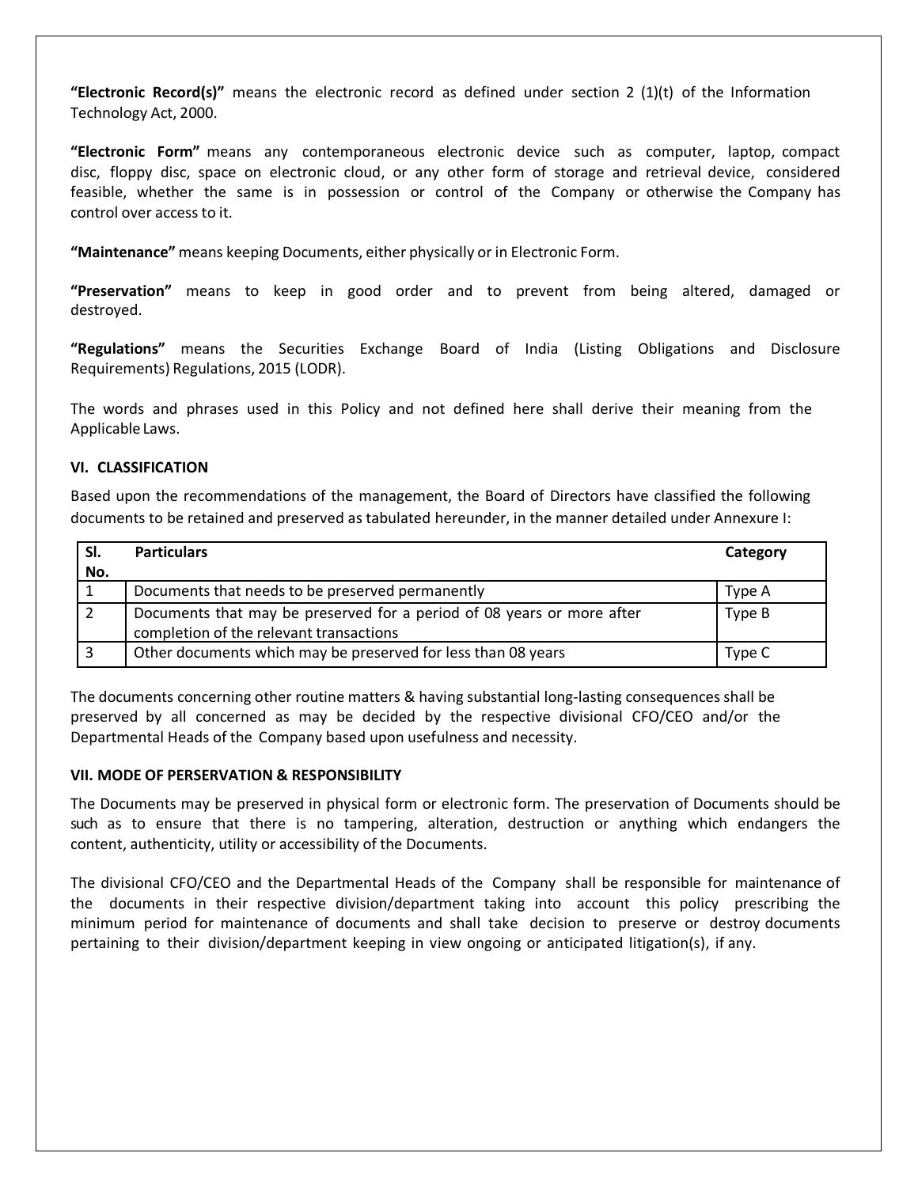**"Electronic Record(s)"** means the electronic record as defined under section 2 (1)(t) of the Information Technology Act, 2000.

**"Electronic Form"** means any contemporaneous electronic device such as computer, laptop, compact disc, floppy disc, space on electronic cloud, or any other form of storage and retrieval device, considered feasible, whether the same is in possession or control of the Company or otherwise the Company has control over access to it.

**"Maintenance"** means keeping Documents, either physically or in Electronic Form.

**"Preservation"** means to keep in good order and to prevent from being altered, damaged or destroyed.

**"Regulations"** means the Securities Exchange Board of India (Listing Obligations and Disclosure Requirements) Regulations, 2015 (LODR).

The words and phrases used in this Policy and not defined here shall derive their meaning from the Applicable Laws.

### VI. CLASSIFICATION

Based upon the recommendations of the management, the Board of Directors have classified the following documents to be retained and preserved as tabulated hereunder, in the manner detailed under Annexure I:

| Sl. No. | Particulars | Category |
|---|---|---|
| 1 | Documents that needs to be preserved permanently | Type A |
| 2 | Documents that may be preserved for a period of 08 years or more after completion of the relevant transactions | Type B |
| 3 | Other documents which may be preserved for less than 08 years | Type C |

The documents concerning other routine matters & having substantial long-lasting consequences shall be preserved by all concerned as may be decided by the respective divisional CFO/CEO and/or the Departmental Heads of the Company based upon usefulness and necessity.

### VII. MODE OF PERSERVATION & RESPONSIBILITY

The Documents may be preserved in physical form or electronic form. The preservation of Documents should be such as to ensure that there is no tampering, alteration, destruction or anything which endangers the content, authenticity, utility or accessibility of the Documents.

The divisional CFO/CEO and the Departmental Heads of the Company shall be responsible for maintenance of the documents in their respective division/department taking into account this policy prescribing the minimum period for maintenance of documents and shall take decision to preserve or destroy documents pertaining to their division/department keeping in view ongoing or anticipated litigation(s), if any.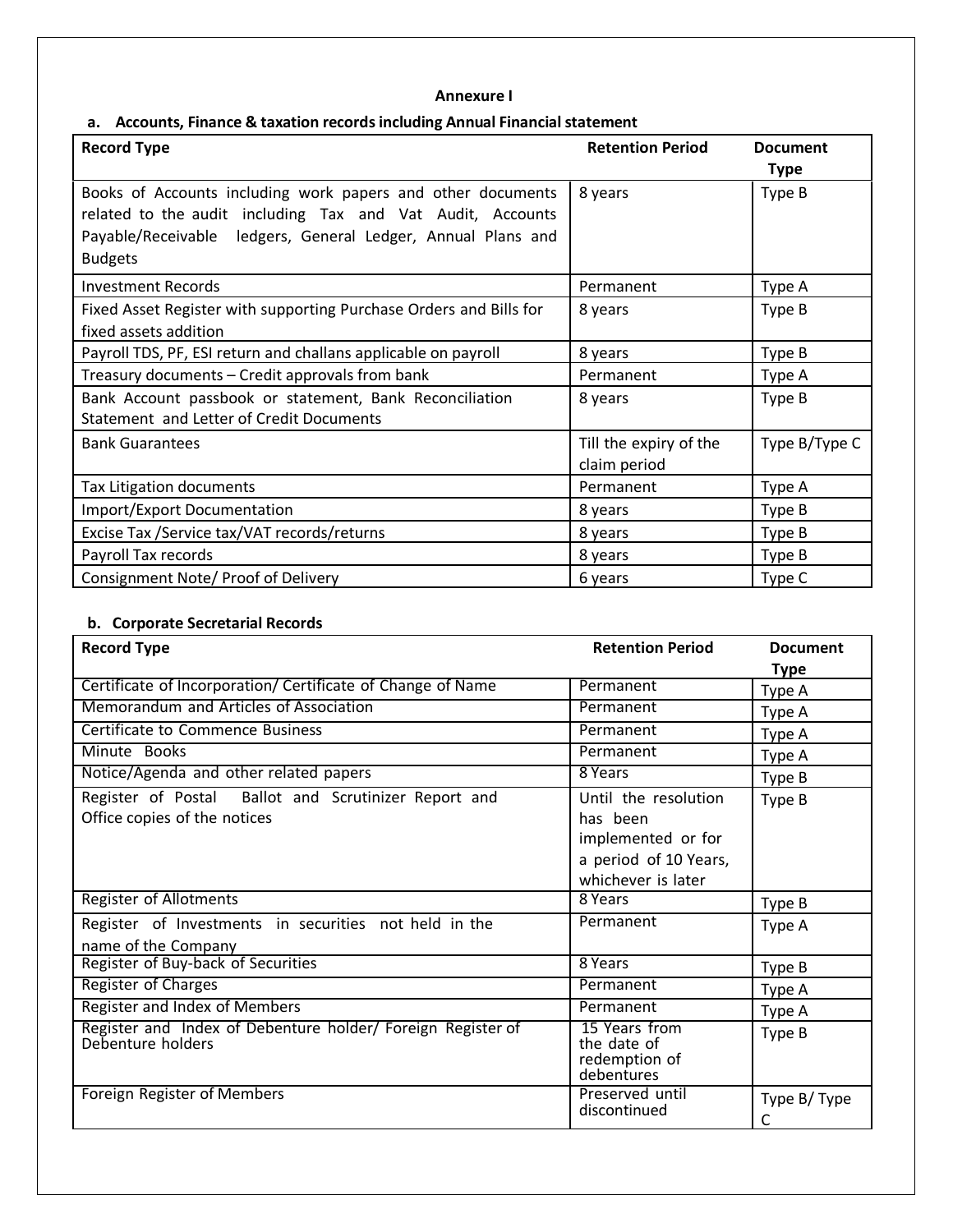# Annexure I

## a. Accounts, Finance & taxation records including Annual Financial statement

| Record Type | Retention Period | Document Type |
|---|---|---|
| Books of Accounts including work papers and other documents related to the audit including Tax and Vat Audit, Accounts Payable/Receivable ledgers, General Ledger, Annual Plans and Budgets | 8 years | Type B |
| Investment Records | Permanent | Type A |
| Fixed Asset Register with supporting Purchase Orders and Bills for fixed assets addition | 8 years | Type B |
| Payroll TDS, PF, ESI return and challans applicable on payroll | 8 years | Type B |
| Treasury documents – Credit approvals from bank | Permanent | Type A |
| Bank Account passbook or statement, Bank Reconciliation Statement and Letter of Credit Documents | 8 years | Type B |
| Bank Guarantees | Till the expiry of the claim period | Type B/Type C |
| Tax Litigation documents | Permanent | Type A |
| Import/Export Documentation | 8 years | Type B |
| Excise Tax /Service tax/VAT records/returns | 8 years | Type B |
| Payroll Tax records | 8 years | Type B |
| Consignment Note/ Proof of Delivery | 6 years | Type C |

## b. Corporate Secretarial Records

| Record Type | Retention Period | Document Type |
|---|---|---|
| Certificate of Incorporation/ Certificate of Change of Name | Permanent | Type A |
| Memorandum and Articles of Association | Permanent | Type A |
| Certificate to Commence Business | Permanent | Type A |
| Minute Books | Permanent | Type A |
| Notice/Agenda and other related papers | 8 Years | Type B |
| Register of Postal Ballot and Scrutinizer Report and Office copies of the notices | Until the resolution has been implemented or for a period of 10 Years, whichever is later | Type B |
| Register of Allotments | 8 Years | Type B |
| Register of Investments in securities not held in the name of the Company | Permanent | Type A |
| Register of Buy-back of Securities | 8 Years | Type B |
| Register of Charges | Permanent | Type A |
| Register and Index of Members | Permanent | Type A |
| Register and Index of Debenture holder/ Foreign Register of Debenture holders | 15 Years from the date of redemption of debentures | Type B |
| Foreign Register of Members | Preserved until discontinued | Type B/ Type C |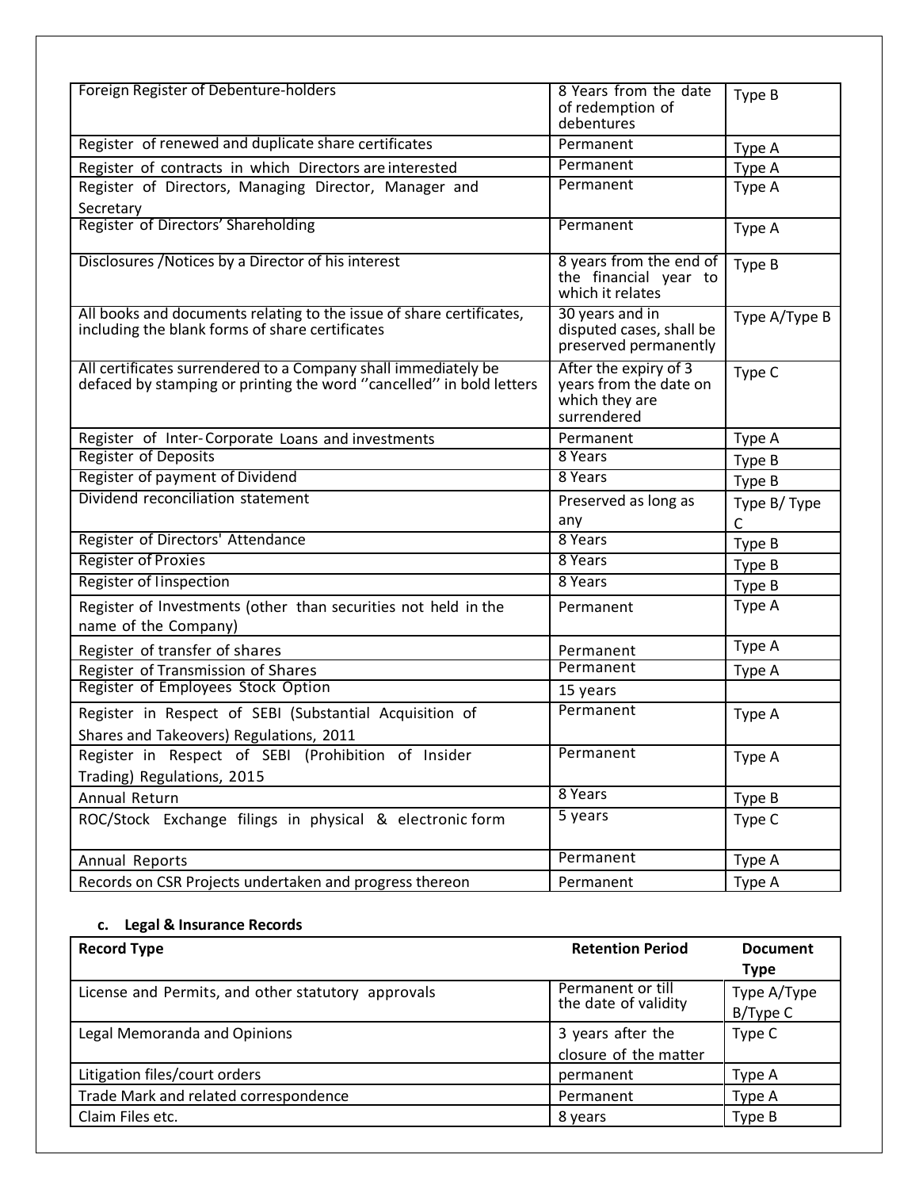| | | |
|---|---|---|
| Foreign Register of Debenture-holders | 8 Years from the date of redemption of debentures | Type B |
| Register of renewed and duplicate share certificates | Permanent | Type A |
| Register of contracts in which Directors are interested | Permanent | Type A |
| Register of Directors, Managing Director, Manager and Secretary | Permanent | Type A |
| Register of Directors' Shareholding | Permanent | Type A |
| Disclosures /Notices by a Director of his interest | 8 years from the end of the financial year to which it relates | Type B |
| All books and documents relating to the issue of share certificates, including the blank forms of share certificates | 30 years and in disputed cases, shall be preserved permanently | Type A/Type B |
| All certificates surrendered to a Company shall immediately be defaced by stamping or printing the word ''cancelled'' in bold letters | After the expiry of 3 years from the date on which they are surrendered | Type C |
| Register of Inter-Corporate Loans and investments | Permanent | Type A |
| Register of Deposits | 8 Years | Type B |
| Register of payment of Dividend | 8 Years | Type B |
| Dividend reconciliation statement | Preserved as long as any | Type B/ Type C |
| Register of Directors' Attendance | 8 Years | Type B |
| Register of Proxies | 8 Years | Type B |
| Register of Iinspection | 8 Years | Type B |
| Register of Investments (other than securities not held in the name of the Company) | Permanent | Type A |
| Register of transfer of shares | Permanent | Type A |
| Register of Transmission of Shares | Permanent | Type A |
| Register of Employees Stock Option | 15 years | |
| Register in Respect of SEBI (Substantial Acquisition of Shares and Takeovers) Regulations, 2011 | Permanent | Type A |
| Register in Respect of SEBI (Prohibition of Insider Trading) Regulations, 2015 | Permanent | Type A |
| Annual Return | 8 Years | Type B |
| ROC/Stock Exchange filings in physical & electronic form | 5 years | Type C |
| Annual Reports | Permanent | Type A |
| Records on CSR Projects undertaken and progress thereon | Permanent | Type A |

**c. Legal & Insurance Records**

| Record Type | Retention Period | Document Type |
|---|---|---|
| License and Permits, and other statutory approvals | Permanent or till the date of validity | Type A/Type B/Type C |
| Legal Memoranda and Opinions | 3 years after the closure of the matter | Type C |
| Litigation files/court orders | permanent | Type A |
| Trade Mark and related correspondence | Permanent | Type A |
| Claim Files etc. | 8 years | Type B |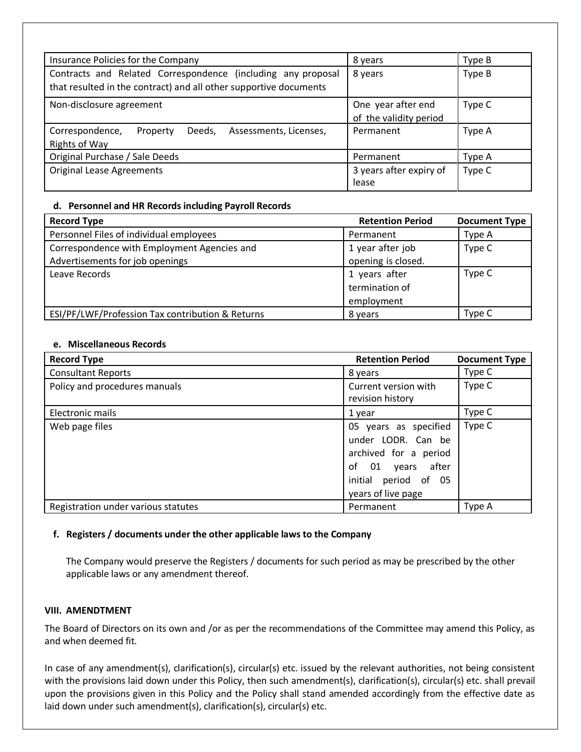| | | |
|---|---|---|
| Insurance Policies for the Company | 8 years | Type B |
| Contracts and Related Correspondence (including any proposal that resulted in the contract) and all other supportive documents | 8 years | Type B |
| Non-disclosure agreement | One year after end of the validity period | Type C |
| Correspondence, Property Deeds, Assessments, Licenses, Rights of Way | Permanent | Type A |
| Original Purchase / Sale Deeds | Permanent | Type A |
| Original Lease Agreements | 3 years after expiry of lease | Type C |

**d. Personnel and HR Records including Payroll Records**

| Record Type | Retention Period | Document Type |
|---|---|---|
| Personnel Files of individual employees | Permanent | Type A |
| Correspondence with Employment Agencies and Advertisements for job openings | 1 year after job opening is closed. | Type C |
| Leave Records | 1 years after termination of employment | Type C |
| ESI/PF/LWF/Profession Tax contribution & Returns | 8 years | Type C |

**e. Miscellaneous Records**

| Record Type | Retention Period | Document Type |
|---|---|---|
| Consultant Reports | 8 years | Type C |
| Policy and procedures manuals | Current version with revision history | Type C |
| Electronic mails | 1 year | Type C |
| Web page files | 05 years as specified under LODR. Can be archived for a period of 01 years after initial period of 05 years of live page | Type C |
| Registration under various statutes | Permanent | Type A |

**f. Registers / documents under the other applicable laws to the Company**

The Company would preserve the Registers / documents for such period as may be prescribed by the other applicable laws or any amendment thereof.

## VIII. AMENDTMENT

The Board of Directors on its own and /or as per the recommendations of the Committee may amend this Policy, as and when deemed fit.

In case of any amendment(s), clarification(s), circular(s) etc. issued by the relevant authorities, not being consistent with the provisions laid down under this Policy, then such amendment(s), clarification(s), circular(s) etc. shall prevail upon the provisions given in this Policy and the Policy shall stand amended accordingly from the effective date as laid down under such amendment(s), clarification(s), circular(s) etc.